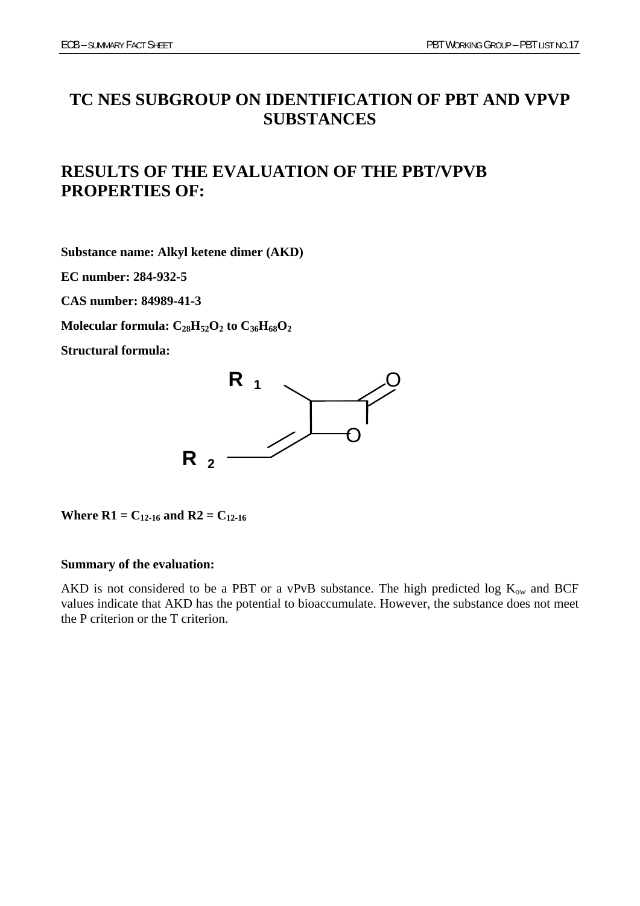# TC NES SUBGROUP ON IDENTIFICATION OF PBT AND VPVP SUBSTANCES

# RESULTS OF THE EVALUATION OF THE PBT/VPVB PROPERTIES OF:

**Substance name: Alkyl ketene dimer (AKD)**

**EC number: 284-932-5**

**CAS number: 84989-41-3**

**Molecular formula: $C_{28}H_{52}O_2$ to $C_{36}H_{68}O_2$**

**Structural formula:**

**Where R1 = $C_{12-16}$ and R2 = $C_{12-16}$**

**Summary of the evaluation:**

AKD is not considered to be a PBT or a vPvB substance. The high predicted log $K_{ow}$ and BCF values indicate that AKD has the potential to bioaccumulate. However, the substance does not meet the P criterion or the T criterion.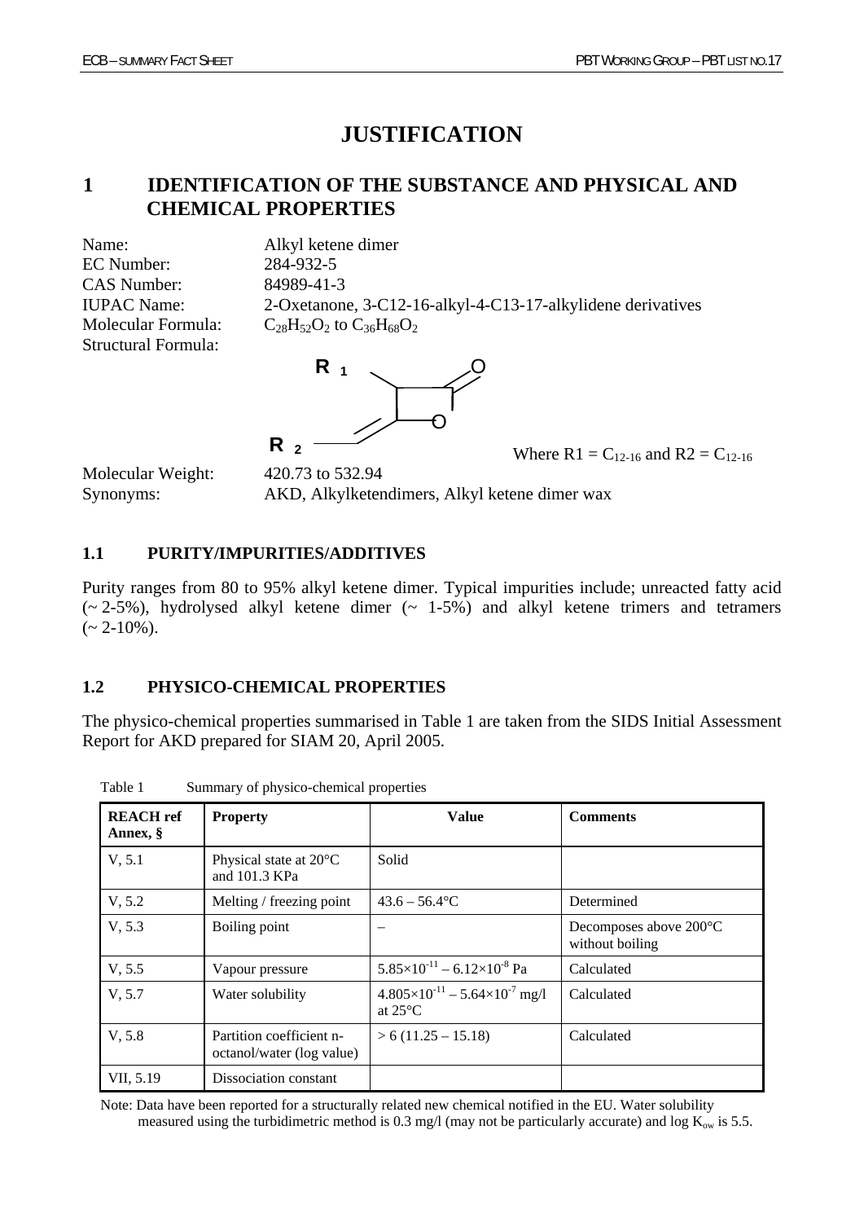# JUSTIFICATION

## 1 IDENTIFICATION OF THE SUBSTANCE AND PHYSICAL AND CHEMICAL PROPERTIES

Name: Alkyl ketene dimer

EC Number: 284-932-5

CAS Number: 84989-41-3

IUPAC Name: 2-Oxetanone, 3-C12-16-alkyl-4-C13-17-alkylidene derivatives

Molecular Formula: $C_{28}H_{52}O_2$ to $C_{36}H_{68}O_2$

Structural Formula:

Where R1 = $C_{12\text{-}16}$ and R2 = $C_{12\text{-}16}$

Molecular Weight: 420.73 to 532.94

Synonyms: AKD, Alkylketendimers, Alkyl ketene dimer wax

### 1.1 PURITY/IMPURITIES/ADDITIVES

Purity ranges from 80 to 95% alkyl ketene dimer. Typical impurities include; unreacted fatty acid (~ 2-5%), hydrolysed alkyl ketene dimer (~ 1-5%) and alkyl ketene trimers and tetramers (~ 2-10%).

### 1.2 PHYSICO-CHEMICAL PROPERTIES

The physico-chemical properties summarised in Table 1 are taken from the SIDS Initial Assessment Report for AKD prepared for SIAM 20, April 2005.

Table 1 Summary of physico-chemical properties

| REACH ref Annex, § | Property | Value | Comments |
|---|---|---|---|
| V, 5.1 | Physical state at 20°C and 101.3 KPa | Solid | |
| V, 5.2 | Melting / freezing point | 43.6 – 56.4°C | Determined |
| V, 5.3 | Boiling point | – | Decomposes above 200°C without boiling |
| V, 5.5 | Vapour pressure | $5.85\times10^{-11}$ – $6.12\times10^{-8}$ Pa | Calculated |
| V, 5.7 | Water solubility | $4.805\times10^{-11}$ – $5.64\times10^{-7}$ mg/l at 25°C | Calculated |
| V, 5.8 | Partition coefficient n-octanol/water (log value) | > 6 (11.25 – 15.18) | Calculated |
| VII, 5.19 | Dissociation constant | | |

Note: Data have been reported for a structurally related new chemical notified in the EU. Water solubility measured using the turbidimetric method is 0.3 mg/l (may not be particularly accurate) and log $K_{ow}$ is 5.5.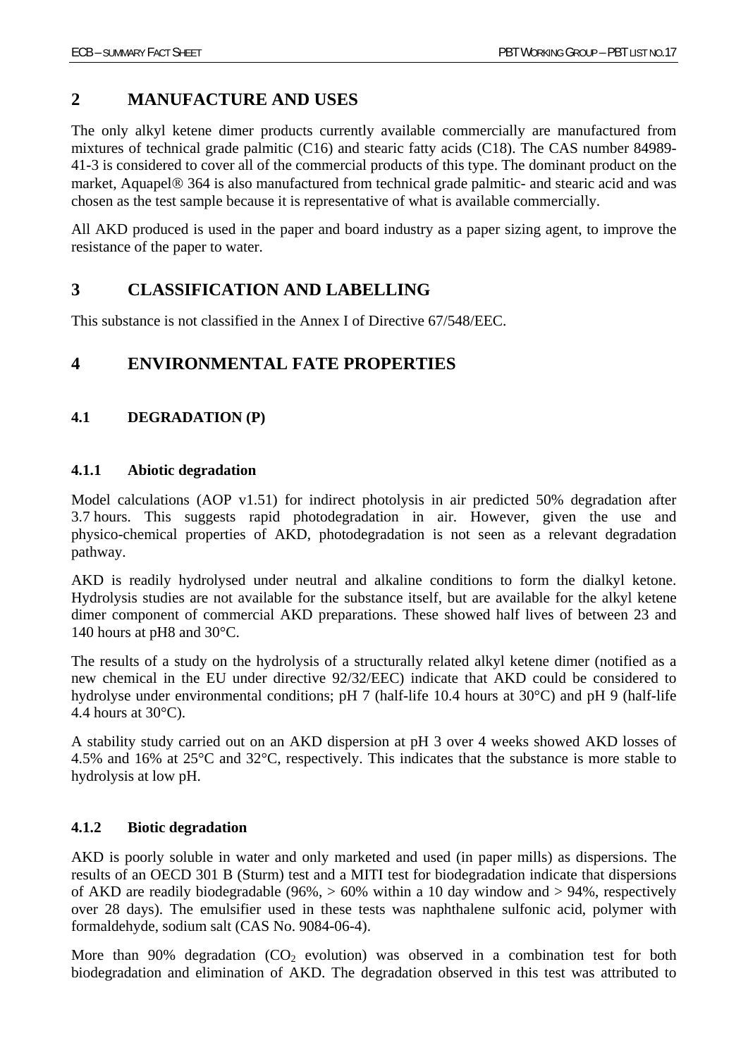## 2 MANUFACTURE AND USES

The only alkyl ketene dimer products currently available commercially are manufactured from mixtures of technical grade palmitic (C16) and stearic fatty acids (C18). The CAS number 84989-41-3 is considered to cover all of the commercial products of this type. The dominant product on the market, Aquapel® 364 is also manufactured from technical grade palmitic- and stearic acid and was chosen as the test sample because it is representative of what is available commercially.

All AKD produced is used in the paper and board industry as a paper sizing agent, to improve the resistance of the paper to water.

## 3 CLASSIFICATION AND LABELLING

This substance is not classified in the Annex I of Directive 67/548/EEC.

## 4 ENVIRONMENTAL FATE PROPERTIES

### 4.1 DEGRADATION (P)

#### 4.1.1 Abiotic degradation

Model calculations (AOP v1.51) for indirect photolysis in air predicted 50% degradation after 3.7 hours. This suggests rapid photodegradation in air. However, given the use and physico-chemical properties of AKD, photodegradation is not seen as a relevant degradation pathway.

AKD is readily hydrolysed under neutral and alkaline conditions to form the dialkyl ketone. Hydrolysis studies are not available for the substance itself, but are available for the alkyl ketene dimer component of commercial AKD preparations. These showed half lives of between 23 and 140 hours at pH8 and 30°C.

The results of a study on the hydrolysis of a structurally related alkyl ketene dimer (notified as a new chemical in the EU under directive 92/32/EEC) indicate that AKD could be considered to hydrolyse under environmental conditions; pH 7 (half-life 10.4 hours at 30°C) and pH 9 (half-life 4.4 hours at 30°C).

A stability study carried out on an AKD dispersion at pH 3 over 4 weeks showed AKD losses of 4.5% and 16% at 25°C and 32°C, respectively. This indicates that the substance is more stable to hydrolysis at low pH.

#### 4.1.2 Biotic degradation

AKD is poorly soluble in water and only marketed and used (in paper mills) as dispersions. The results of an OECD 301 B (Sturm) test and a MITI test for biodegradation indicate that dispersions of AKD are readily biodegradable (96%, > 60% within a 10 day window and > 94%, respectively over 28 days). The emulsifier used in these tests was naphthalene sulfonic acid, polymer with formaldehyde, sodium salt (CAS No. 9084-06-4).

More than 90% degradation ($CO_2$ evolution) was observed in a combination test for both biodegradation and elimination of AKD. The degradation observed in this test was attributed to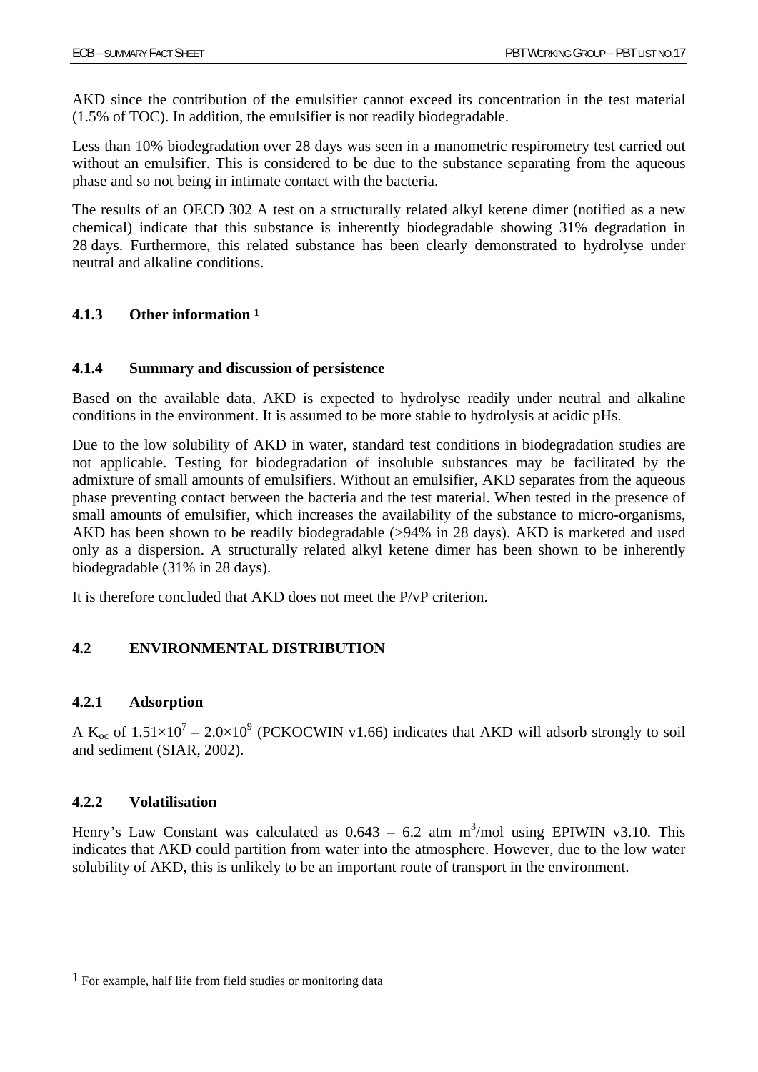AKD since the contribution of the emulsifier cannot exceed its concentration in the test material (1.5% of TOC). In addition, the emulsifier is not readily biodegradable.

Less than 10% biodegradation over 28 days was seen in a manometric respirometry test carried out without an emulsifier. This is considered to be due to the substance separating from the aqueous phase and so not being in intimate contact with the bacteria.

The results of an OECD 302 A test on a structurally related alkyl ketene dimer (notified as a new chemical) indicate that this substance is inherently biodegradable showing 31% degradation in 28 days. Furthermore, this related substance has been clearly demonstrated to hydrolyse under neutral and alkaline conditions.

#### 4.1.3 Other information [1]

#### 4.1.4 Summary and discussion of persistence

Based on the available data, AKD is expected to hydrolyse readily under neutral and alkaline conditions in the environment. It is assumed to be more stable to hydrolysis at acidic pHs.

Due to the low solubility of AKD in water, standard test conditions in biodegradation studies are not applicable. Testing for biodegradation of insoluble substances may be facilitated by the admixture of small amounts of emulsifiers. Without an emulsifier, AKD separates from the aqueous phase preventing contact between the bacteria and the test material. When tested in the presence of small amounts of emulsifier, which increases the availability of the substance to micro-organisms, AKD has been shown to be readily biodegradable (>94% in 28 days). AKD is marketed and used only as a dispersion. A structurally related alkyl ketene dimer has been shown to be inherently biodegradable (31% in 28 days).

It is therefore concluded that AKD does not meet the P/vP criterion.

### 4.2 ENVIRONMENTAL DISTRIBUTION

#### 4.2.1 Adsorption

A $K_{oc}$ of $1.51 \times 10^7 - 2.0 \times 10^9$ (PCKOCWIN v1.66) indicates that AKD will adsorb strongly to soil and sediment (SIAR, 2002).

#### 4.2.2 Volatilisation

Henry's Law Constant was calculated as 0.643 – 6.2 atm $m^3$/mol using EPIWIN v3.10. This indicates that AKD could partition from water into the atmosphere. However, due to the low water solubility of AKD, this is unlikely to be an important route of transport in the environment.

---

[1] For example, half life from field studies or monitoring data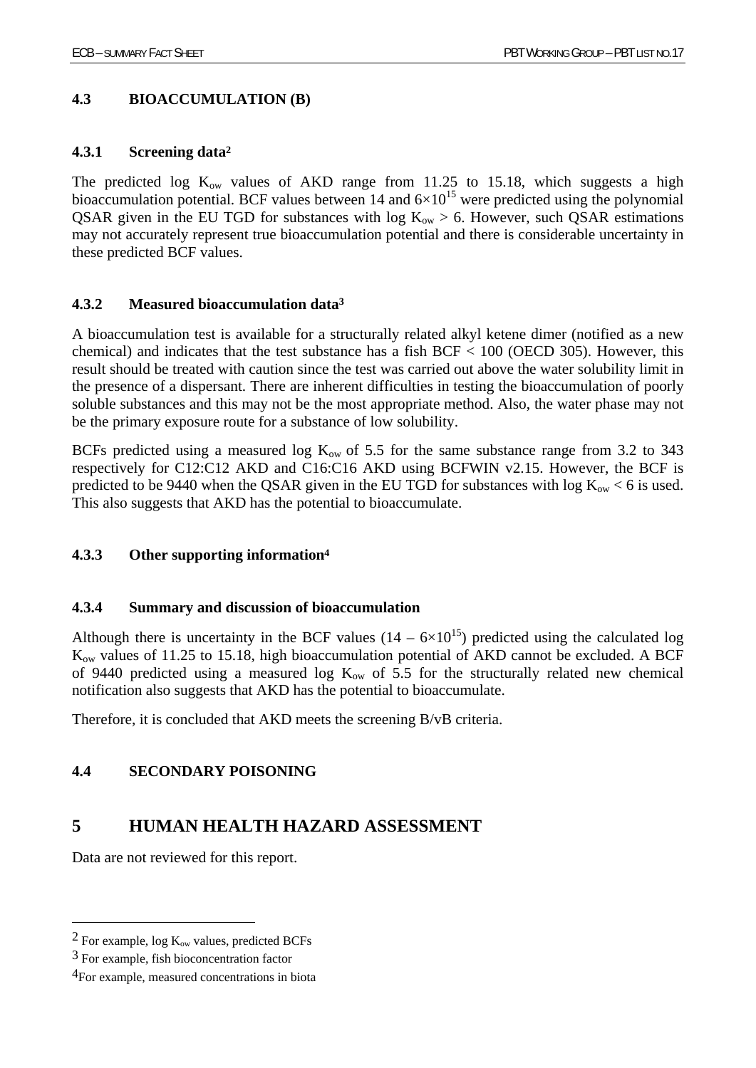## 4.3 BIOACCUMULATION (B)

### 4.3.1 Screening data[2]

The predicted log $K_{ow}$ values of AKD range from 11.25 to 15.18, which suggests a high bioaccumulation potential. BCF values between 14 and $6 \times 10^{15}$ were predicted using the polynomial QSAR given in the EU TGD for substances with log $K_{ow} > 6$. However, such QSAR estimations may not accurately represent true bioaccumulation potential and there is considerable uncertainty in these predicted BCF values.

### 4.3.2 Measured bioaccumulation data[3]

A bioaccumulation test is available for a structurally related alkyl ketene dimer (notified as a new chemical) and indicates that the test substance has a fish BCF < 100 (OECD 305). However, this result should be treated with caution since the test was carried out above the water solubility limit in the presence of a dispersant. There are inherent difficulties in testing the bioaccumulation of poorly soluble substances and this may not be the most appropriate method. Also, the water phase may not be the primary exposure route for a substance of low solubility.

BCFs predicted using a measured log $K_{ow}$ of 5.5 for the same substance range from 3.2 to 343 respectively for C12:C12 AKD and C16:C16 AKD using BCFWIN v2.15. However, the BCF is predicted to be 9440 when the QSAR given in the EU TGD for substances with log $K_{ow} < 6$ is used. This also suggests that AKD has the potential to bioaccumulate.

### 4.3.3 Other supporting information[4]

### 4.3.4 Summary and discussion of bioaccumulation

Although there is uncertainty in the BCF values ($14 - 6 \times 10^{15}$) predicted using the calculated log $K_{ow}$ values of 11.25 to 15.18, high bioaccumulation potential of AKD cannot be excluded. A BCF of 9440 predicted using a measured log $K_{ow}$ of 5.5 for the structurally related new chemical notification also suggests that AKD has the potential to bioaccumulate.

Therefore, it is concluded that AKD meets the screening B/vB criteria.

## 4.4 SECONDARY POISONING

# 5 HUMAN HEALTH HAZARD ASSESSMENT

Data are not reviewed for this report.

---

[2] For example, log $K_{ow}$ values, predicted BCFs

[3] For example, fish bioconcentration factor

[4] For example, measured concentrations in biota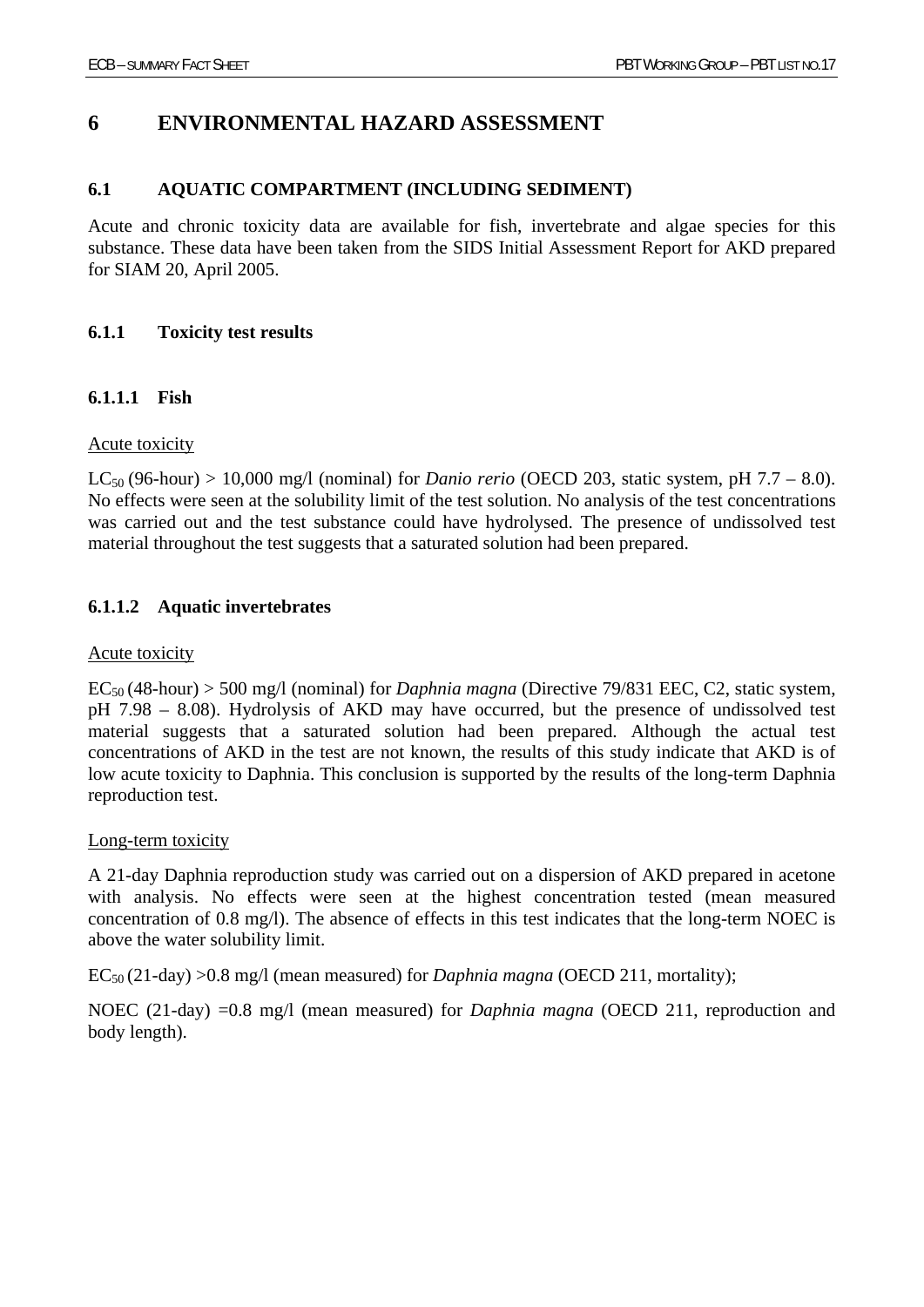# 6 ENVIRONMENTAL HAZARD ASSESSMENT

## 6.1 AQUATIC COMPARTMENT (INCLUDING SEDIMENT)

Acute and chronic toxicity data are available for fish, invertebrate and algae species for this substance. These data have been taken from the SIDS Initial Assessment Report for AKD prepared for SIAM 20, April 2005.

### 6.1.1 Toxicity test results

#### 6.1.1.1 Fish

Acute toxicity

$LC_{50}$ (96-hour) > 10,000 mg/l (nominal) for *Danio rerio* (OECD 203, static system, pH 7.7 – 8.0). No effects were seen at the solubility limit of the test solution. No analysis of the test concentrations was carried out and the test substance could have hydrolysed. The presence of undissolved test material throughout the test suggests that a saturated solution had been prepared.

#### 6.1.1.2 Aquatic invertebrates

Acute toxicity

$EC_{50}$ (48-hour) > 500 mg/l (nominal) for *Daphnia magna* (Directive 79/831 EEC, C2, static system, pH 7.98 – 8.08). Hydrolysis of AKD may have occurred, but the presence of undissolved test material suggests that a saturated solution had been prepared. Although the actual test concentrations of AKD in the test are not known, the results of this study indicate that AKD is of low acute toxicity to Daphnia. This conclusion is supported by the results of the long-term Daphnia reproduction test.

Long-term toxicity

A 21-day Daphnia reproduction study was carried out on a dispersion of AKD prepared in acetone with analysis. No effects were seen at the highest concentration tested (mean measured concentration of 0.8 mg/l). The absence of effects in this test indicates that the long-term NOEC is above the water solubility limit.

$EC_{50}$ (21-day) >0.8 mg/l (mean measured) for *Daphnia magna* (OECD 211, mortality);

NOEC (21-day) =0.8 mg/l (mean measured) for *Daphnia magna* (OECD 211, reproduction and body length).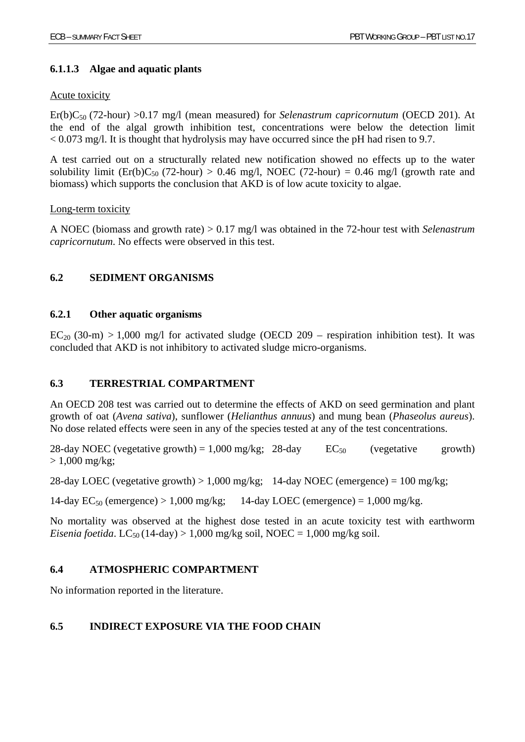#### 6.1.1.3 Algae and aquatic plants

Acute toxicity

$Er(b)C_{50}$ (72-hour) >0.17 mg/l (mean measured) for *Selenastrum capricornutum* (OECD 201). At the end of the algal growth inhibition test, concentrations were below the detection limit < 0.073 mg/l. It is thought that hydrolysis may have occurred since the pH had risen to 9.7.

A test carried out on a structurally related new notification showed no effects up to the water solubility limit ($Er(b)C_{50}$ (72-hour) > 0.46 mg/l, NOEC (72-hour) = 0.46 mg/l (growth rate and biomass) which supports the conclusion that AKD is of low acute toxicity to algae.

Long-term toxicity

A NOEC (biomass and growth rate) > 0.17 mg/l was obtained in the 72-hour test with *Selenastrum capricornutum*. No effects were observed in this test.

## 6.2 SEDIMENT ORGANISMS

### 6.2.1 Other aquatic organisms

$EC_{20}$ (30-m) > 1,000 mg/l for activated sludge (OECD 209 – respiration inhibition test). It was concluded that AKD is not inhibitory to activated sludge micro-organisms.

## 6.3 TERRESTRIAL COMPARTMENT

An OECD 208 test was carried out to determine the effects of AKD on seed germination and plant growth of oat (*Avena sativa*), sunflower (*Helianthus annuus*) and mung bean (*Phaseolus aureus*). No dose related effects were seen in any of the species tested at any of the test concentrations.

28-day NOEC (vegetative growth) = 1,000 mg/kg; 28-day $EC_{50}$ (vegetative growth) > 1,000 mg/kg;

28-day LOEC (vegetative growth) > 1,000 mg/kg; 14-day NOEC (emergence) = 100 mg/kg;

14-day $EC_{50}$ (emergence) > 1,000 mg/kg; 14-day LOEC (emergence) = 1,000 mg/kg.

No mortality was observed at the highest dose tested in an acute toxicity test with earthworm *Eisenia foetida*. $LC_{50}$ (14-day) > 1,000 mg/kg soil, NOEC = 1,000 mg/kg soil.

## 6.4 ATMOSPHERIC COMPARTMENT

No information reported in the literature.

## 6.5 INDIRECT EXPOSURE VIA THE FOOD CHAIN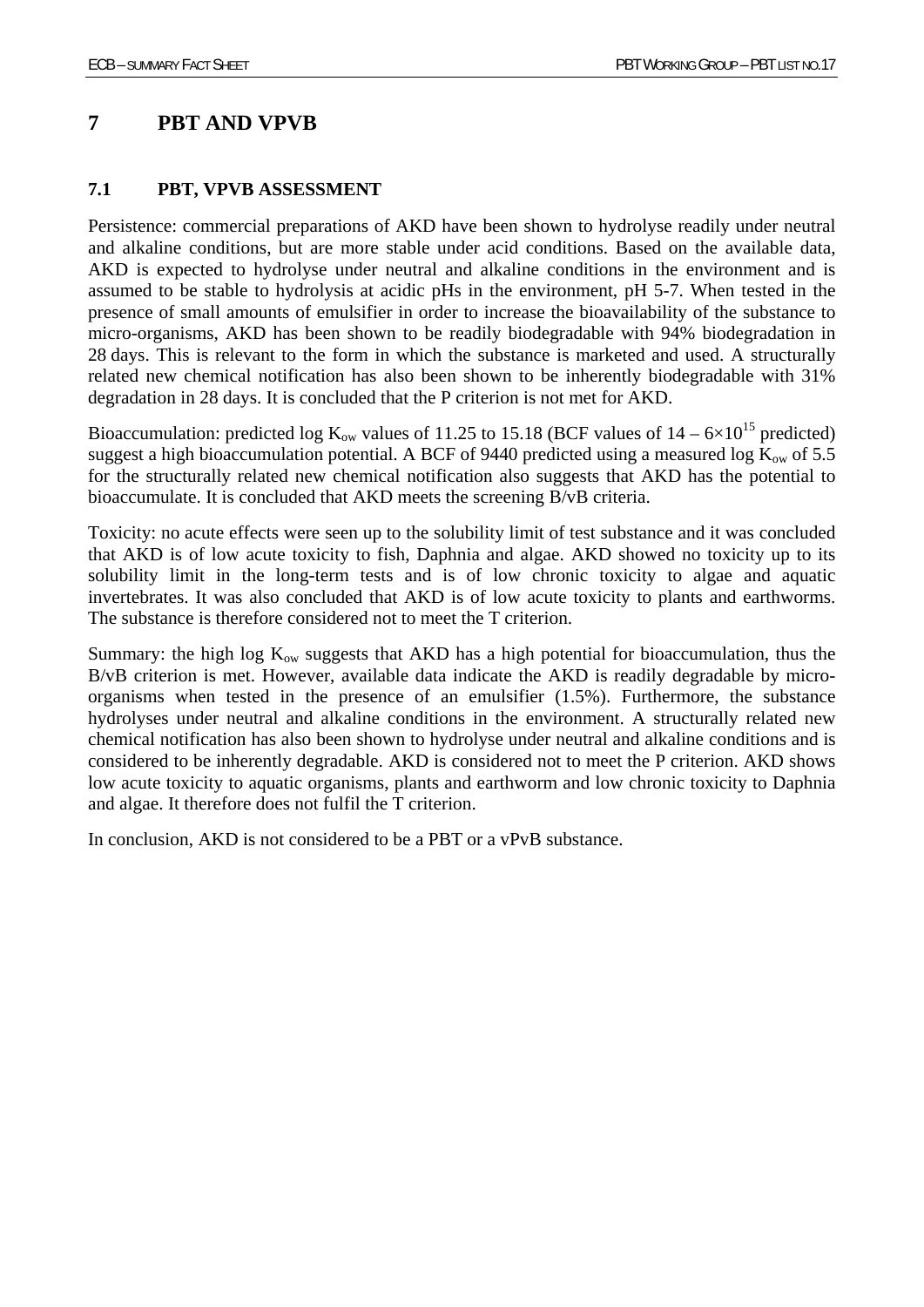# 7 PBT AND VPVB

## 7.1 PBT, VPVB ASSESSMENT

Persistence: commercial preparations of AKD have been shown to hydrolyse readily under neutral and alkaline conditions, but are more stable under acid conditions. Based on the available data, AKD is expected to hydrolyse under neutral and alkaline conditions in the environment and is assumed to be stable to hydrolysis at acidic pHs in the environment, pH 5-7. When tested in the presence of small amounts of emulsifier in order to increase the bioavailability of the substance to micro-organisms, AKD has been shown to be readily biodegradable with 94% biodegradation in 28 days. This is relevant to the form in which the substance is marketed and used. A structurally related new chemical notification has also been shown to be inherently biodegradable with 31% degradation in 28 days. It is concluded that the P criterion is not met for AKD.

Bioaccumulation: predicted log $K_{ow}$ values of 11.25 to 15.18 (BCF values of $14 - 6 \times 10^{15}$ predicted) suggest a high bioaccumulation potential. A BCF of 9440 predicted using a measured log $K_{ow}$ of 5.5 for the structurally related new chemical notification also suggests that AKD has the potential to bioaccumulate. It is concluded that AKD meets the screening B/vB criteria.

Toxicity: no acute effects were seen up to the solubility limit of test substance and it was concluded that AKD is of low acute toxicity to fish, Daphnia and algae. AKD showed no toxicity up to its solubility limit in the long-term tests and is of low chronic toxicity to algae and aquatic invertebrates. It was also concluded that AKD is of low acute toxicity to plants and earthworms. The substance is therefore considered not to meet the T criterion.

Summary: the high log $K_{ow}$ suggests that AKD has a high potential for bioaccumulation, thus the B/vB criterion is met. However, available data indicate the AKD is readily degradable by micro-organisms when tested in the presence of an emulsifier (1.5%). Furthermore, the substance hydrolyses under neutral and alkaline conditions in the environment. A structurally related new chemical notification has also been shown to hydrolyse under neutral and alkaline conditions and is considered to be inherently degradable. AKD is considered not to meet the P criterion. AKD shows low acute toxicity to aquatic organisms, plants and earthworm and low chronic toxicity to Daphnia and algae. It therefore does not fulfil the T criterion.

In conclusion, AKD is not considered to be a PBT or a vPvB substance.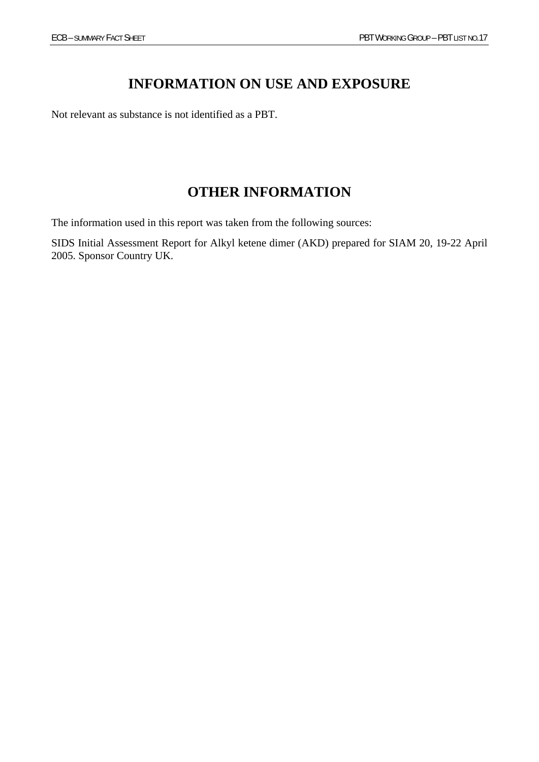# INFORMATION ON USE AND EXPOSURE

Not relevant as substance is not identified as a PBT.

# OTHER INFORMATION

The information used in this report was taken from the following sources:

SIDS Initial Assessment Report for Alkyl ketene dimer (AKD) prepared for SIAM 20, 19-22 April 2005. Sponsor Country UK.